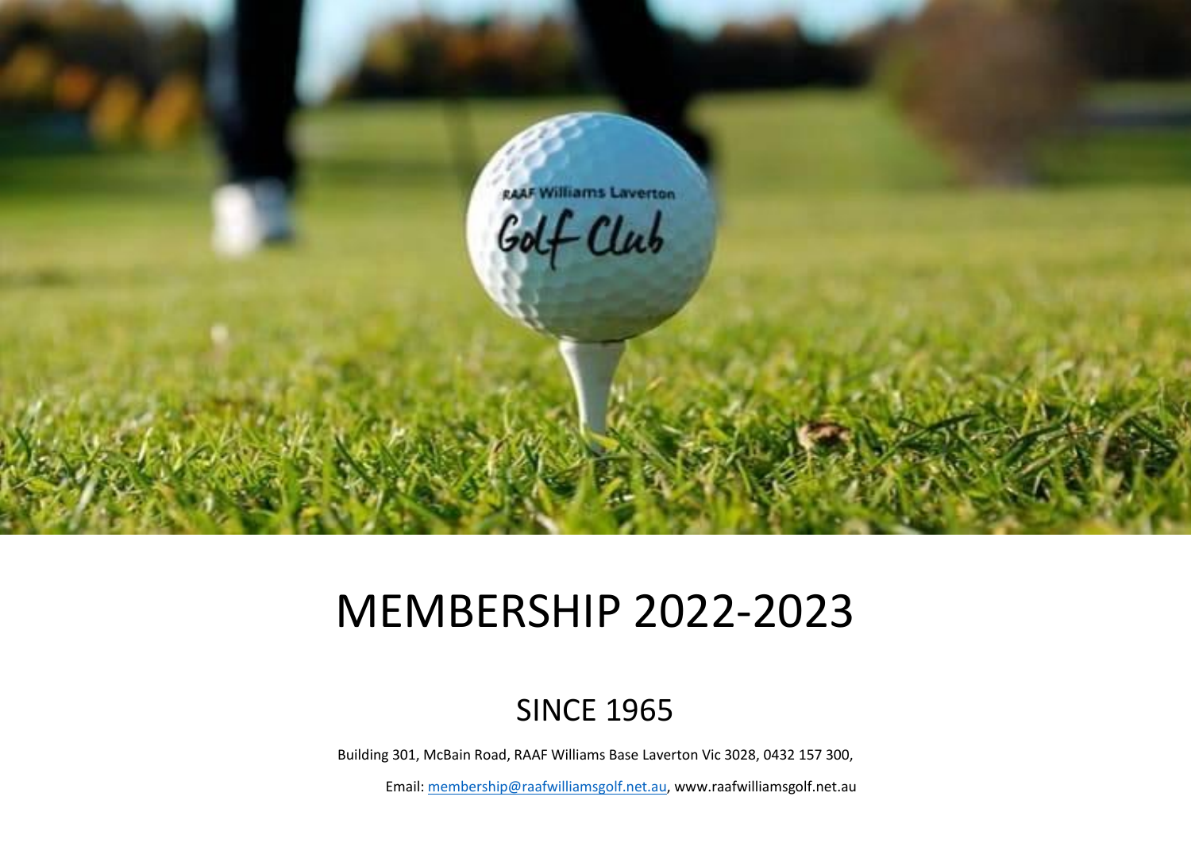# MEMBERSHIP 2022-2023

## SINCE 1965

Building 301, McBain Road, RAAF Williams Base Laverton Vic 3028, 0432 157 300,

Email: membership@raafwilliamsgolf.net.au, www.raafwilliamsgolf.net.au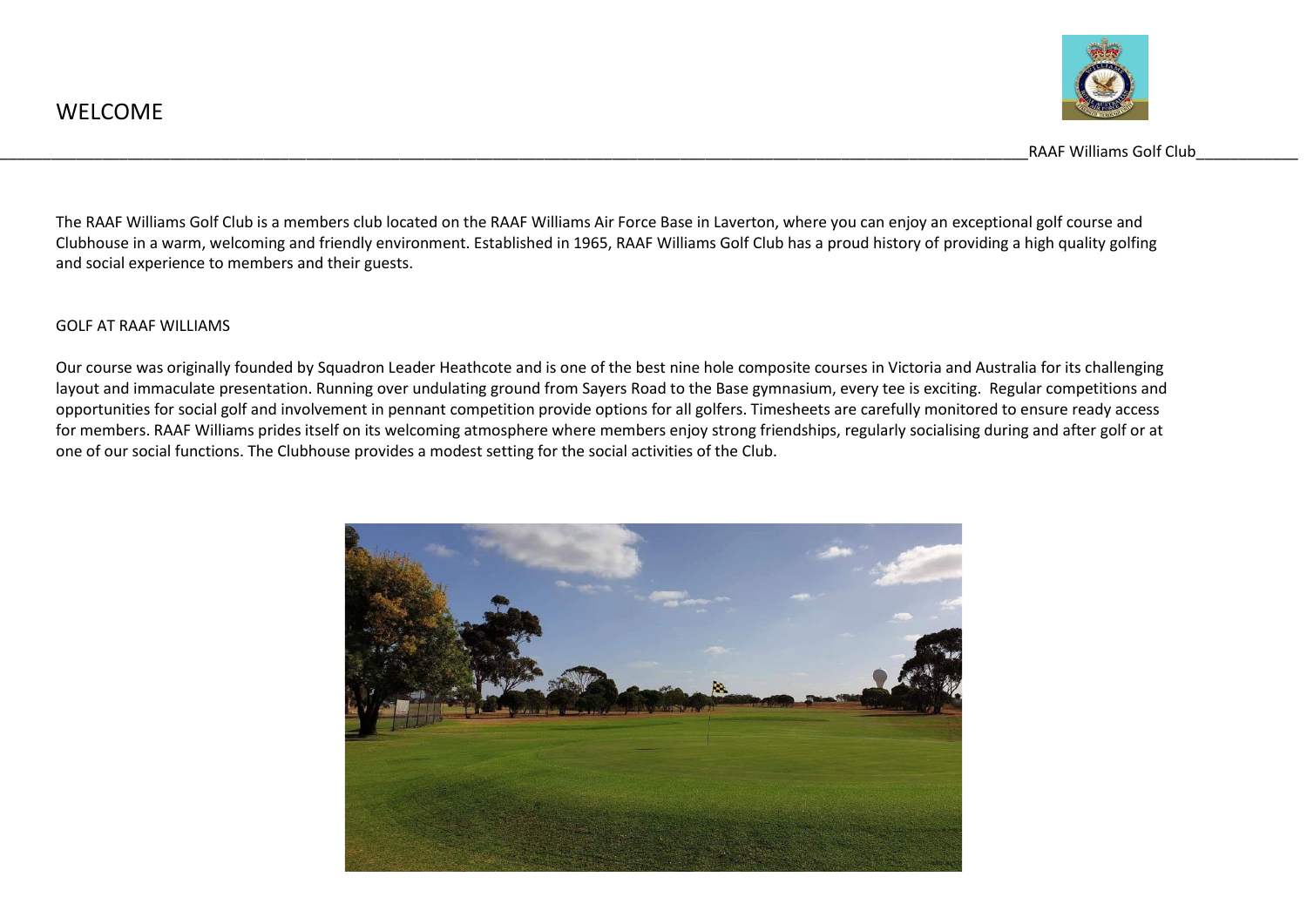# WELCOME

The RAAF Williams Golf Club is a members club located on the RAAF Williams Air Force Base in Laverton, where you can enjoy an exceptional golf course and Clubhouse in a warm, welcoming and friendly environment. Established in 1965, RAAF Williams Golf Club has a proud history of providing a high quality golfing and social experience to members and their guests.

## GOLF AT RAAF WILLIAMS

Our course was originally founded by Squadron Leader Heathcote and is one of the best nine hole composite courses in Victoria and Australia for its challenging layout and immaculate presentation. Running over undulating ground from Sayers Road to the Base gymnasium, every tee is exciting. Regular competitions and opportunities for social golf and involvement in pennant competition provide options for all golfers. Timesheets are carefully monitored to ensure ready access for members. RAAF Williams prides itself on its welcoming atmosphere where members enjoy strong friendships, regularly socialising during and after golf or at one of our social functions. The Clubhouse provides a modest setting for the social activities of the Club.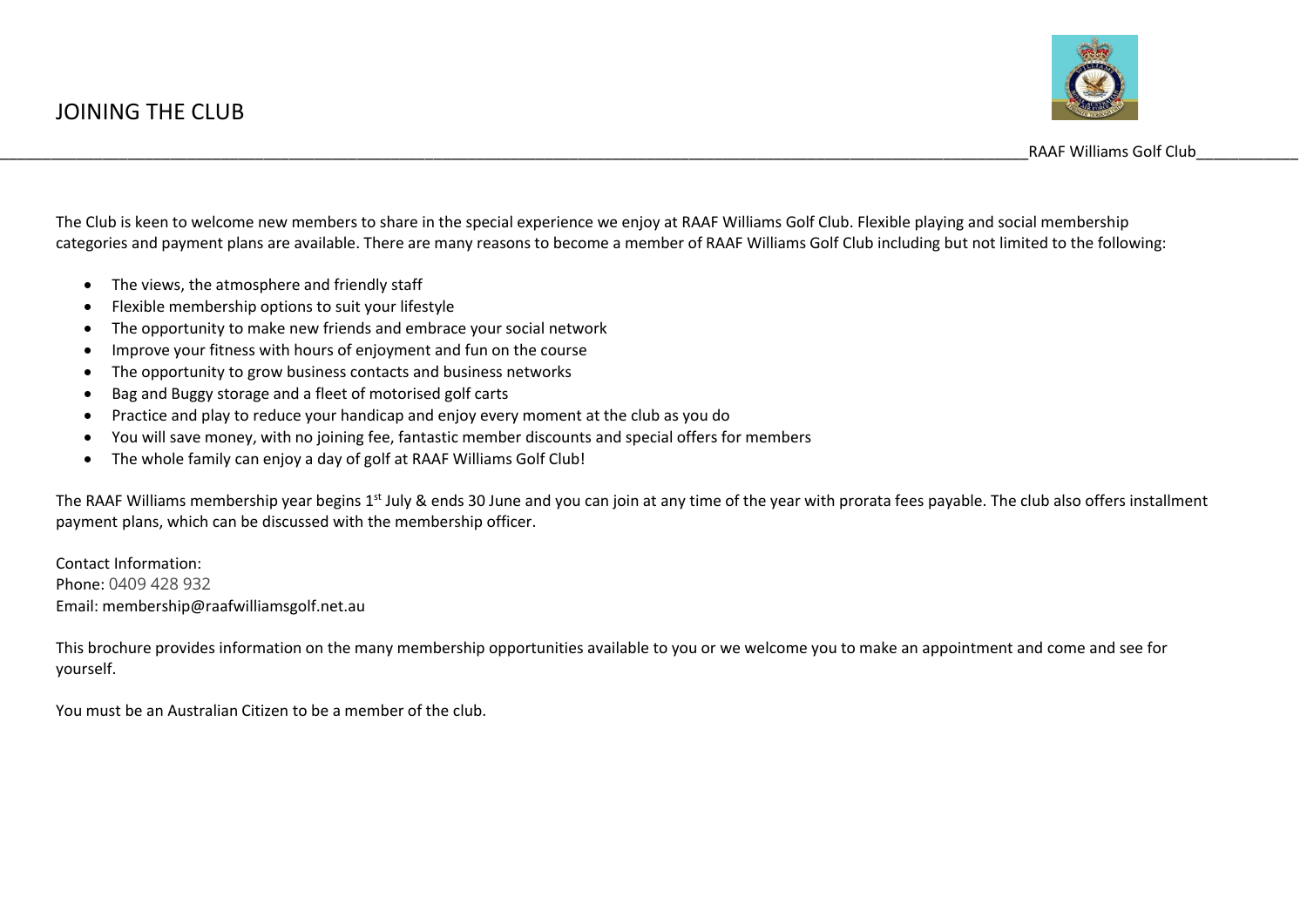# JOINING THE CLUB

The Club is keen to welcome new members to share in the special experience we enjoy at RAAF Williams Golf Club. Flexible playing and social membership categories and payment plans are available. There are many reasons to become a member of RAAF Williams Golf Club including but not limited to the following:

- The views, the atmosphere and friendly staff
- Flexible membership options to suit your lifestyle
- The opportunity to make new friends and embrace your social network
- Improve your fitness with hours of enjoyment and fun on the course
- The opportunity to grow business contacts and business networks
- Bag and Buggy storage and a fleet of motorised golf carts
- Practice and play to reduce your handicap and enjoy every moment at the club as you do
- You will save money, with no joining fee, fantastic member discounts and special offers for members
- The whole family can enjoy a day of golf at RAAF Williams Golf Club!

The RAAF Williams membership year begins 1st July & ends 30 June and you can join at any time of the year with prorata fees payable. The club also offers installment payment plans, which can be discussed with the membership officer.

Contact Information:
Phone: 0409 428 932
Email: membership@raafwilliamsgolf.net.au

This brochure provides information on the many membership opportunities available to you or we welcome you to make an appointment and come and see for yourself.

You must be an Australian Citizen to be a member of the club.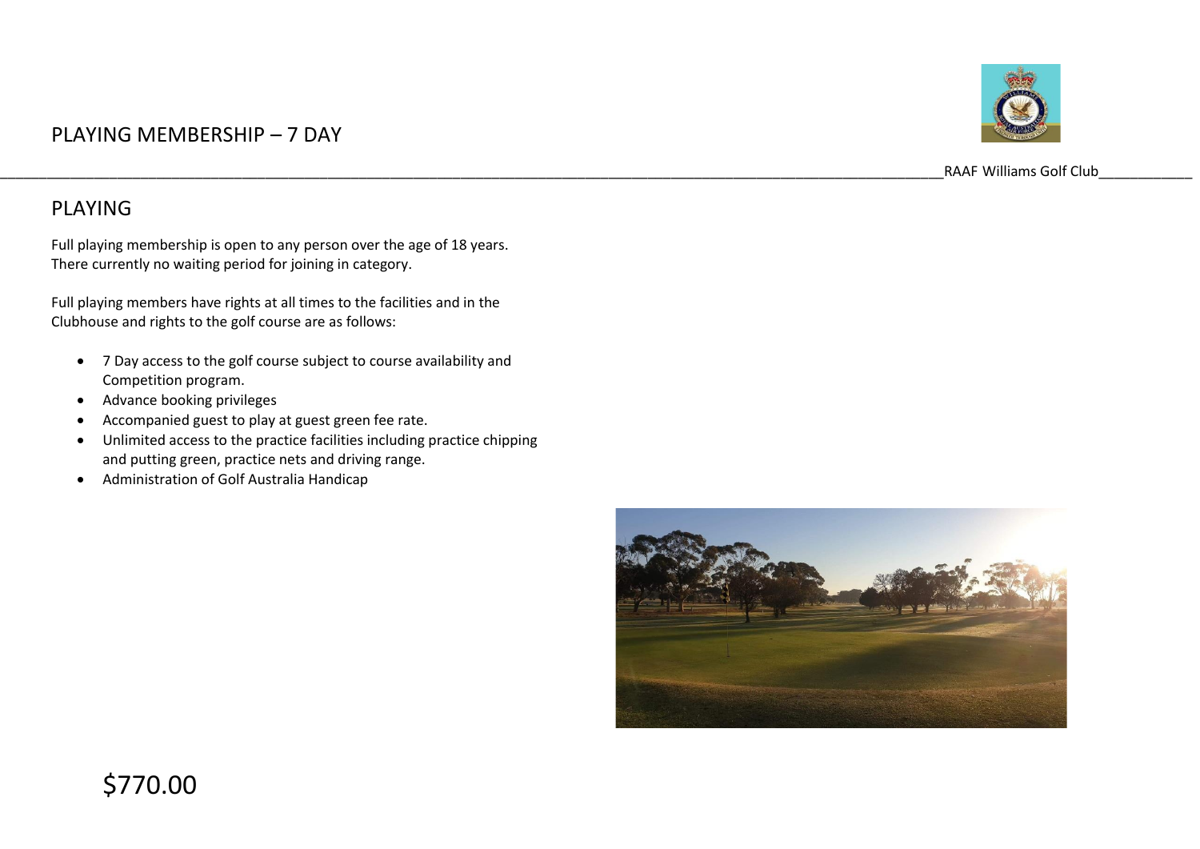# PLAYING MEMBERSHIP – 7 DAY

## PLAYING

Full playing membership is open to any person over the age of 18 years. There currently no waiting period for joining in category.

Full playing members have rights at all times to the facilities and in the Clubhouse and rights to the golf course are as follows:

- 7 Day access to the golf course subject to course availability and Competition program.
- Advance booking privileges
- Accompanied guest to play at guest green fee rate.
- Unlimited access to the practice facilities including practice chipping and putting green, practice nets and driving range.
- Administration of Golf Australia Handicap

$770.00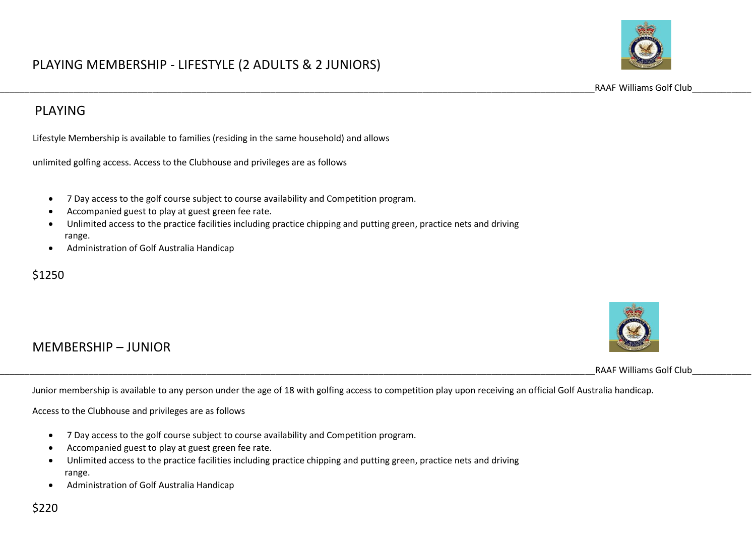# PLAYING MEMBERSHIP - LIFESTYLE (2 ADULTS & 2 JUNIORS)

RAAF Williams Golf Club

## PLAYING

Lifestyle Membership is available to families (residing in the same household) and allows

unlimited golfing access. Access to the Clubhouse and privileges are as follows

- 7 Day access to the golf course subject to course availability and Competition program.
- Accompanied guest to play at guest green fee rate.
- Unlimited access to the practice facilities including practice chipping and putting green, practice nets and driving range.
- Administration of Golf Australia Handicap

$1250

# MEMBERSHIP – JUNIOR

RAAF Williams Golf Club

Junior membership is available to any person under the age of 18 with golfing access to competition play upon receiving an official Golf Australia handicap.

Access to the Clubhouse and privileges are as follows

- 7 Day access to the golf course subject to course availability and Competition program.
- Accompanied guest to play at guest green fee rate.
- Unlimited access to the practice facilities including practice chipping and putting green, practice nets and driving range.
- Administration of Golf Australia Handicap

$220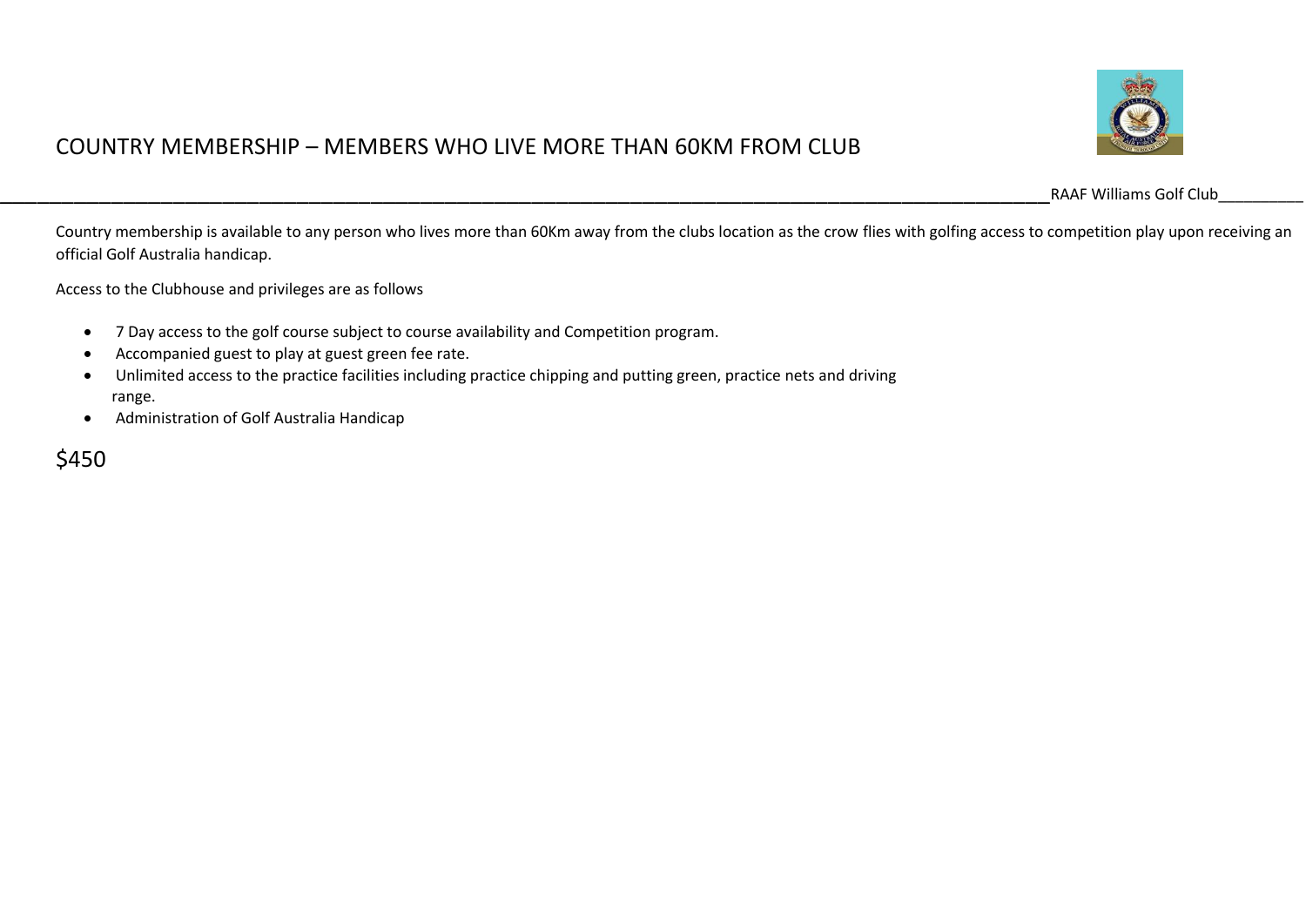# COUNTRY MEMBERSHIP – MEMBERS WHO LIVE MORE THAN 60KM FROM CLUB

Country membership is available to any person who lives more than 60Km away from the clubs location as the crow flies with golfing access to competition play upon receiving an official Golf Australia handicap.

Access to the Clubhouse and privileges are as follows

- 7 Day access to the golf course subject to course availability and Competition program.
- Accompanied guest to play at guest green fee rate.
- Unlimited access to the practice facilities including practice chipping and putting green, practice nets and driving range.
- Administration of Golf Australia Handicap

$450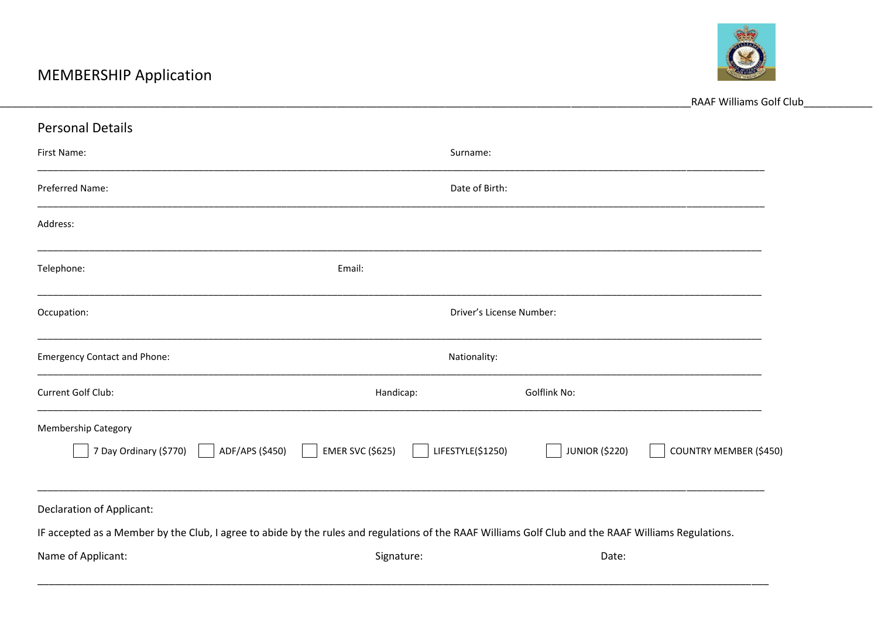# MEMBERSHIP Application

RAAF Williams Golf Club

## Personal Details

First Name: Surname:

Preferred Name: Date of Birth:

Address:

Telephone: Email:

Occupation: Driver's License Number:

Emergency Contact and Phone: Nationality:

Current Golf Club: Handicap: Golflink No:

Membership Category

☐ 7 Day Ordinary ($770) ☐ ADF/APS ($450) ☐ EMER SVC ($625) ☐ LIFESTYLE($1250) ☐ JUNIOR ($220) ☐ COUNTRY MEMBER ($450)

Declaration of Applicant:

IF accepted as a Member by the Club, I agree to abide by the rules and regulations of the RAAF Williams Golf Club and the RAAF Williams Regulations.

Name of Applicant: Signature: Date: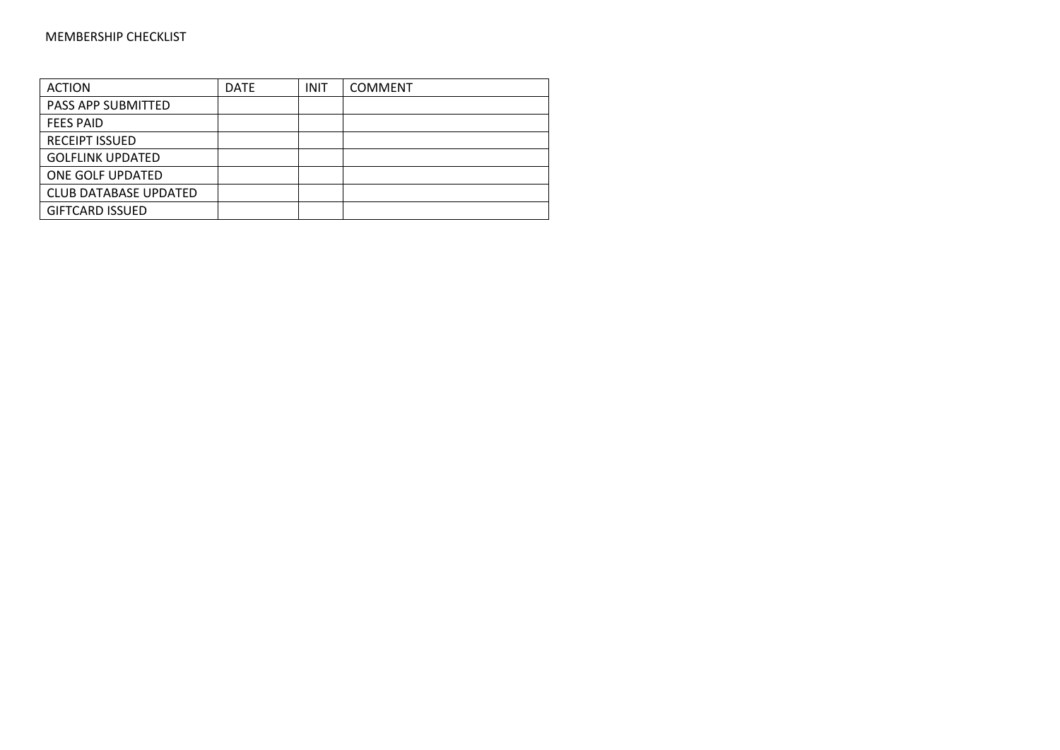MEMBERSHIP CHECKLIST

| ACTION | DATE | INIT | COMMENT |
|---|---|---|---|
| PASS APP SUBMITTED | | | |
| FEES PAID | | | |
| RECEIPT ISSUED | | | |
| GOLFLINK UPDATED | | | |
| ONE GOLF UPDATED | | | |
| CLUB DATABASE UPDATED | | | |
| GIFTCARD ISSUED | | | |